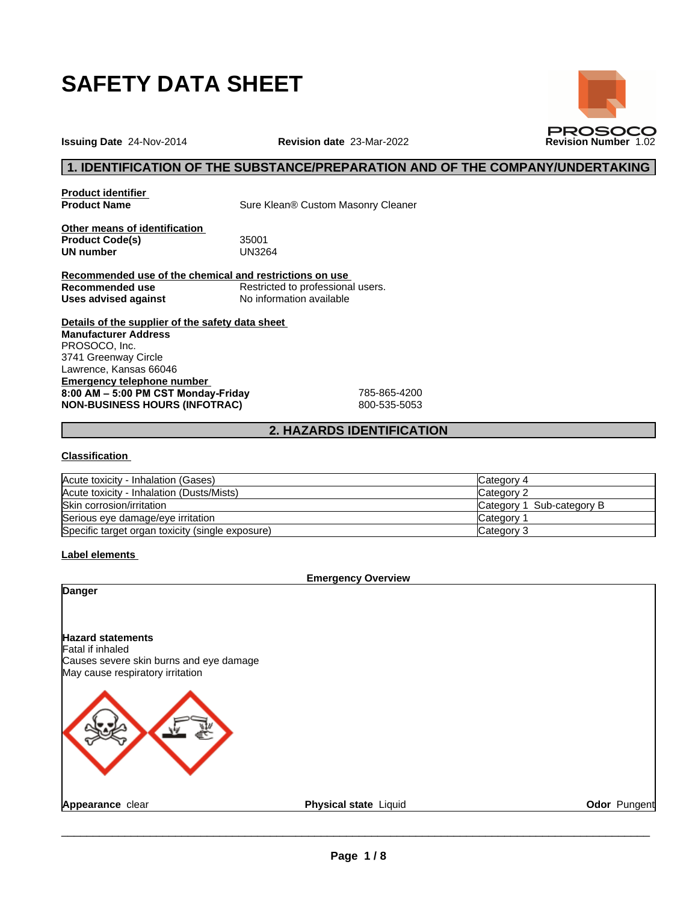# SAFETY DATA SHEET

**Issuing Date** 24-Nov-2014 **Revision date** 23-Mar-2022 **Revision Number** 1.02

## 1. IDENTIFICATION OF THE SUBSTANCE/PREPARATION AND OF THE COMPANY/UNDERTAKING

**Product identifier**

| | |
|---|---|
| **Product Name** | Sure Klean® Custom Masonry Cleaner |

**Other means of identification**

| | |
|---|---|
| **Product Code(s)** | 35001 |
| **UN number** | UN3264 |

**Recommended use of the chemical and restrictions on use**

| | |
|---|---|
| **Recommended use** | Restricted to professional users. |
| **Uses advised against** | No information available |

**Details of the supplier of the safety data sheet**

**Manufacturer Address**
PROSOCO, Inc.
3741 Greenway Circle
Lawrence, Kansas 66046

**Emergency telephone number**

| | |
|---|---|
| **8:00 AM – 5:00 PM CST Monday-Friday** | 785-865-4200 |
| **NON-BUSINESS HOURS (INFOTRAC)** | 800-535-5053 |

## 2. HAZARDS IDENTIFICATION

**Classification**

| | |
|---|---|
| Acute toxicity - Inhalation (Gases) | Category 4 |
| Acute toxicity - Inhalation (Dusts/Mists) | Category 2 |
| Skin corrosion/irritation | Category 1 Sub-category B |
| Serious eye damage/eye irritation | Category 1 |
| Specific target organ toxicity (single exposure) | Category 3 |

**Label elements**

**Emergency Overview**

**Danger**

**Hazard statements**
Fatal if inhaled
Causes severe skin burns and eye damage
May cause respiratory irritation

**Appearance** clear **Physical state** Liquid **Odor** Pungent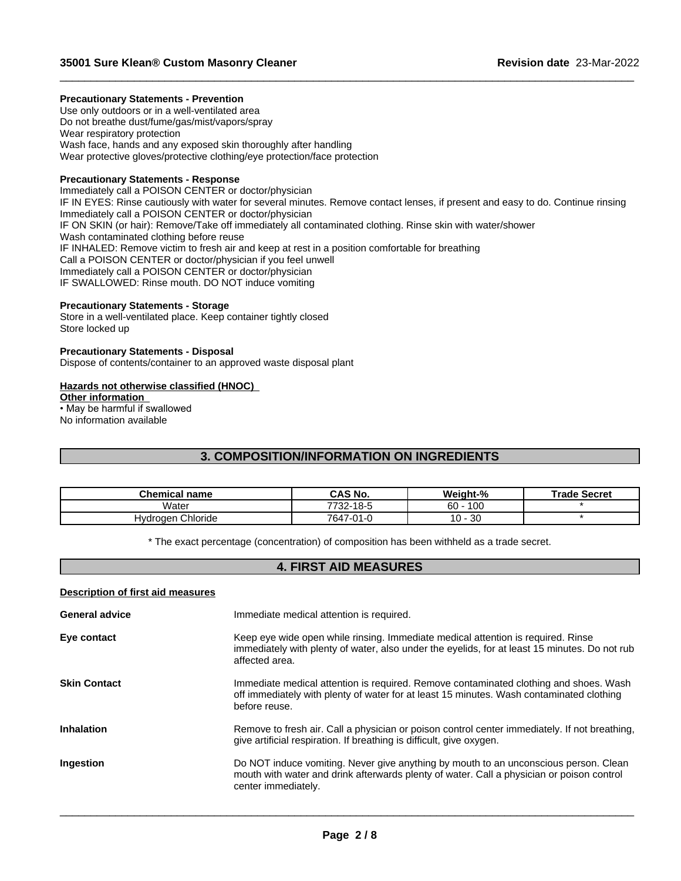**Precautionary Statements - Prevention**

Use only outdoors or in a well-ventilated area
Do not breathe dust/fume/gas/mist/vapors/spray
Wear respiratory protection
Wash face, hands and any exposed skin thoroughly after handling
Wear protective gloves/protective clothing/eye protection/face protection

**Precautionary Statements - Response**

Immediately call a POISON CENTER or doctor/physician
IF IN EYES: Rinse cautiously with water for several minutes. Remove contact lenses, if present and easy to do. Continue rinsing
Immediately call a POISON CENTER or doctor/physician
IF ON SKIN (or hair): Remove/Take off immediately all contaminated clothing. Rinse skin with water/shower
Wash contaminated clothing before reuse
IF INHALED: Remove victim to fresh air and keep at rest in a position comfortable for breathing
Call a POISON CENTER or doctor/physician if you feel unwell
Immediately call a POISON CENTER or doctor/physician
IF SWALLOWED: Rinse mouth. DO NOT induce vomiting

**Precautionary Statements - Storage**

Store in a well-ventilated place. Keep container tightly closed
Store locked up

**Precautionary Statements - Disposal**

Dispose of contents/container to an approved waste disposal plant

**Hazards not otherwise classified (HNOC)**

**Other information**

• May be harmful if swallowed
No information available

## 3. COMPOSITION/INFORMATION ON INGREDIENTS

| Chemical name | CAS No. | Weight-% | Trade Secret |
|---|---|---|---|
| Water | 7732-18-5 | 60 - 100 | * |
| Hydrogen Chloride | 7647-01-0 | 10 - 30 | * |

\* The exact percentage (concentration) of composition has been withheld as a trade secret.

## 4. FIRST AID MEASURES

**Description of first aid measures**

**General advice**: Immediate medical attention is required.

**Eye contact**: Keep eye wide open while rinsing. Immediate medical attention is required. Rinse immediately with plenty of water, also under the eyelids, for at least 15 minutes. Do not rub affected area.

**Skin Contact**: Immediate medical attention is required. Remove contaminated clothing and shoes. Wash off immediately with plenty of water for at least 15 minutes. Wash contaminated clothing before reuse.

**Inhalation**: Remove to fresh air. Call a physician or poison control center immediately. If not breathing, give artificial respiration. If breathing is difficult, give oxygen.

**Ingestion**: Do NOT induce vomiting. Never give anything by mouth to an unconscious person. Clean mouth with water and drink afterwards plenty of water. Call a physician or poison control center immediately.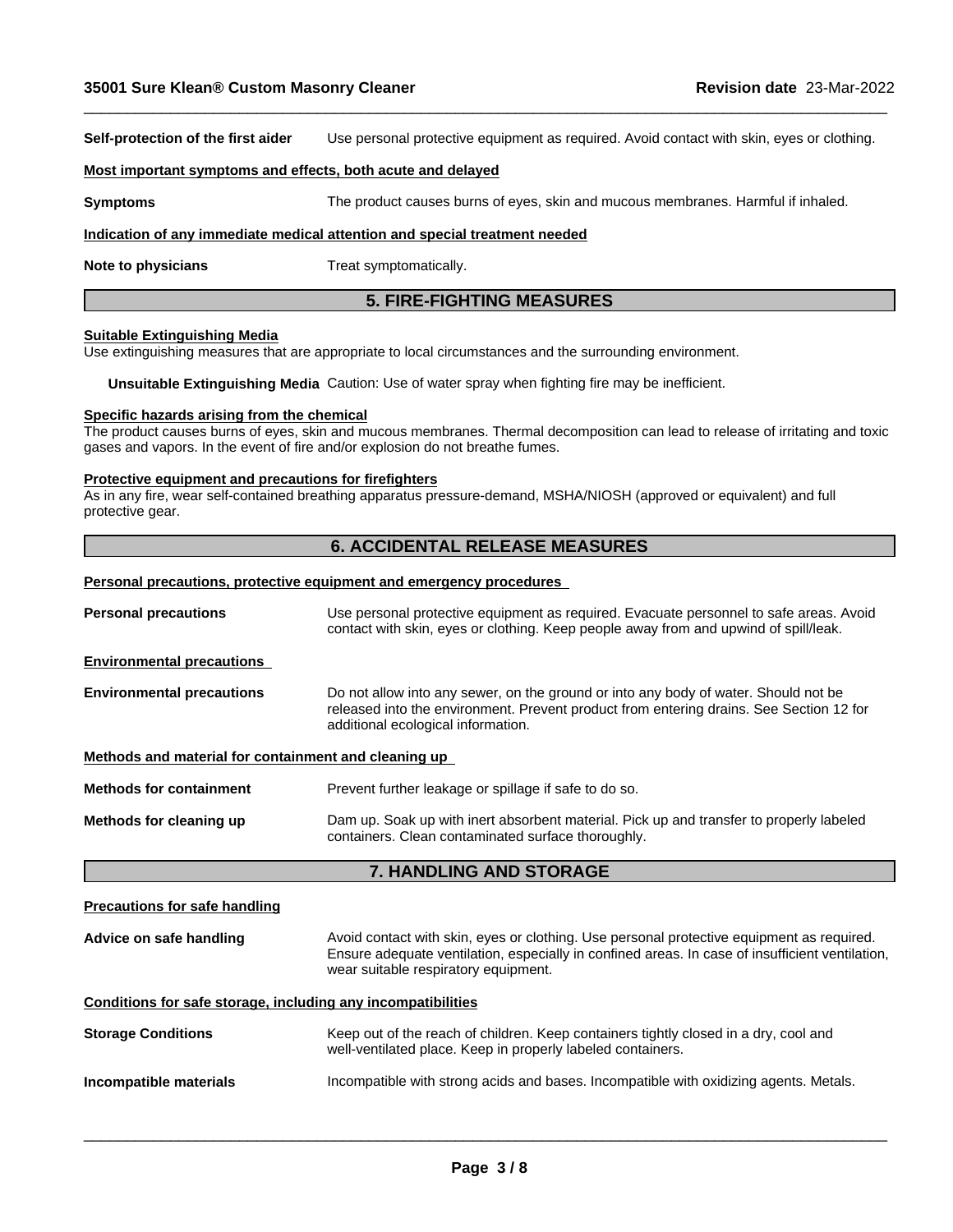**Self-protection of the first aider** Use personal protective equipment as required. Avoid contact with skin, eyes or clothing.

**Most important symptoms and effects, both acute and delayed**

**Symptoms** The product causes burns of eyes, skin and mucous membranes. Harmful if inhaled.

**Indication of any immediate medical attention and special treatment needed**

**Note to physicians** Treat symptomatically.

## 5. FIRE-FIGHTING MEASURES

**Suitable Extinguishing Media**

Use extinguishing measures that are appropriate to local circumstances and the surrounding environment.

**Unsuitable Extinguishing Media** Caution: Use of water spray when fighting fire may be inefficient.

**Specific hazards arising from the chemical**

The product causes burns of eyes, skin and mucous membranes. Thermal decomposition can lead to release of irritating and toxic gases and vapors. In the event of fire and/or explosion do not breathe fumes.

**Protective equipment and precautions for firefighters**

As in any fire, wear self-contained breathing apparatus pressure-demand, MSHA/NIOSH (approved or equivalent) and full protective gear.

## 6. ACCIDENTAL RELEASE MEASURES

**Personal precautions, protective equipment and emergency procedures**

**Personal precautions** Use personal protective equipment as required. Evacuate personnel to safe areas. Avoid contact with skin, eyes or clothing. Keep people away from and upwind of spill/leak.

**Environmental precautions**

**Environmental precautions** Do not allow into any sewer, on the ground or into any body of water. Should not be released into the environment. Prevent product from entering drains. See Section 12 for additional ecological information.

**Methods and material for containment and cleaning up**

**Methods for containment** Prevent further leakage or spillage if safe to do so.

**Methods for cleaning up** Dam up. Soak up with inert absorbent material. Pick up and transfer to properly labeled containers. Clean contaminated surface thoroughly.

## 7. HANDLING AND STORAGE

**Precautions for safe handling**

**Advice on safe handling** Avoid contact with skin, eyes or clothing. Use personal protective equipment as required. Ensure adequate ventilation, especially in confined areas. In case of insufficient ventilation, wear suitable respiratory equipment.

**Conditions for safe storage, including any incompatibilities**

**Storage Conditions** Keep out of the reach of children. Keep containers tightly closed in a dry, cool and well-ventilated place. Keep in properly labeled containers.

**Incompatible materials** Incompatible with strong acids and bases. Incompatible with oxidizing agents. Metals.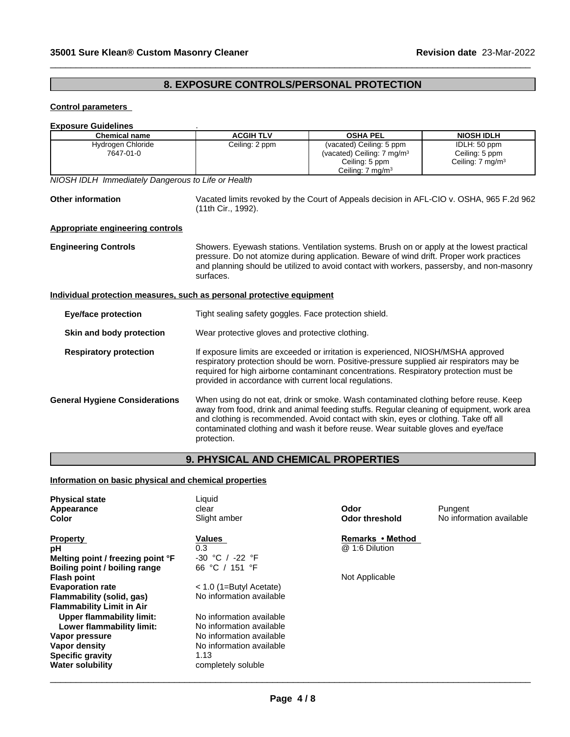## 8. EXPOSURE CONTROLS/PERSONAL PROTECTION

### Control parameters

**Exposure Guidelines** .

| Chemical name | ACGIH TLV | OSHA PEL | NIOSH IDLH |
|---|---|---|---|
| Hydrogen Chloride<br>7647-01-0 | Ceiling: 2 ppm | (vacated) Ceiling: 5 ppm<br>(vacated) Ceiling: 7 mg/m$^3$<br>Ceiling: 5 ppm<br>Ceiling: 7 mg/m$^3$ | IDLH: 50 ppm<br>Ceiling: 5 ppm<br>Ceiling: 7 mg/m$^3$ |

*NIOSH IDLH Immediately Dangerous to Life or Health*

**Other information** Vacated limits revoked by the Court of Appeals decision in AFL-CIO v. OSHA, 965 F.2d 962 (11th Cir., 1992).

### Appropriate engineering controls

**Engineering Controls** Showers. Eyewash stations. Ventilation systems. Brush on or apply at the lowest practical pressure. Do not atomize during application. Beware of wind drift. Proper work practices and planning should be utilized to avoid contact with workers, passersby, and non-masonry surfaces.

### Individual protection measures, such as personal protective equipment

**Eye/face protection** Tight sealing safety goggles. Face protection shield.

**Skin and body protection** Wear protective gloves and protective clothing.

**Respiratory protection** If exposure limits are exceeded or irritation is experienced, NIOSH/MSHA approved respiratory protection should be worn. Positive-pressure supplied air respirators may be required for high airborne contaminant concentrations. Respiratory protection must be provided in accordance with current local regulations.

**General Hygiene Considerations** When using do not eat, drink or smoke. Wash contaminated clothing before reuse. Keep away from food, drink and animal feeding stuffs. Regular cleaning of equipment, work area and clothing is recommended. Avoid contact with skin, eyes or clothing. Take off all contaminated clothing and wash it before reuse. Wear suitable gloves and eye/face protection.

## 9. PHYSICAL AND CHEMICAL PROPERTIES

### Information on basic physical and chemical properties

**Physical state** Liquid
**Appearance** clear
**Color** Slight amber
**Odor** Pungent
**Odor threshold** No information available

| Property | Values | Remarks • Method |
|---|---|---|
| **pH** | 0.3 | @ 1:6 Dilution |
| **Melting point / freezing point °F** | -30 °C / -22 °F | |
| **Boiling point / boiling range** | 66 °C / 151 °F | |
| **Flash point** | | Not Applicable |
| **Evaporation rate** | < 1.0 (1=Butyl Acetate) | |
| **Flammability (solid, gas)** | No information available | |
| **Flammability Limit in Air** | | |
| **Upper flammability limit:** | No information available | |
| **Lower flammability limit:** | No information available | |
| **Vapor pressure** | No information available | |
| **Vapor density** | No information available | |
| **Specific gravity** | 1.13 | |
| **Water solubility** | completely soluble | |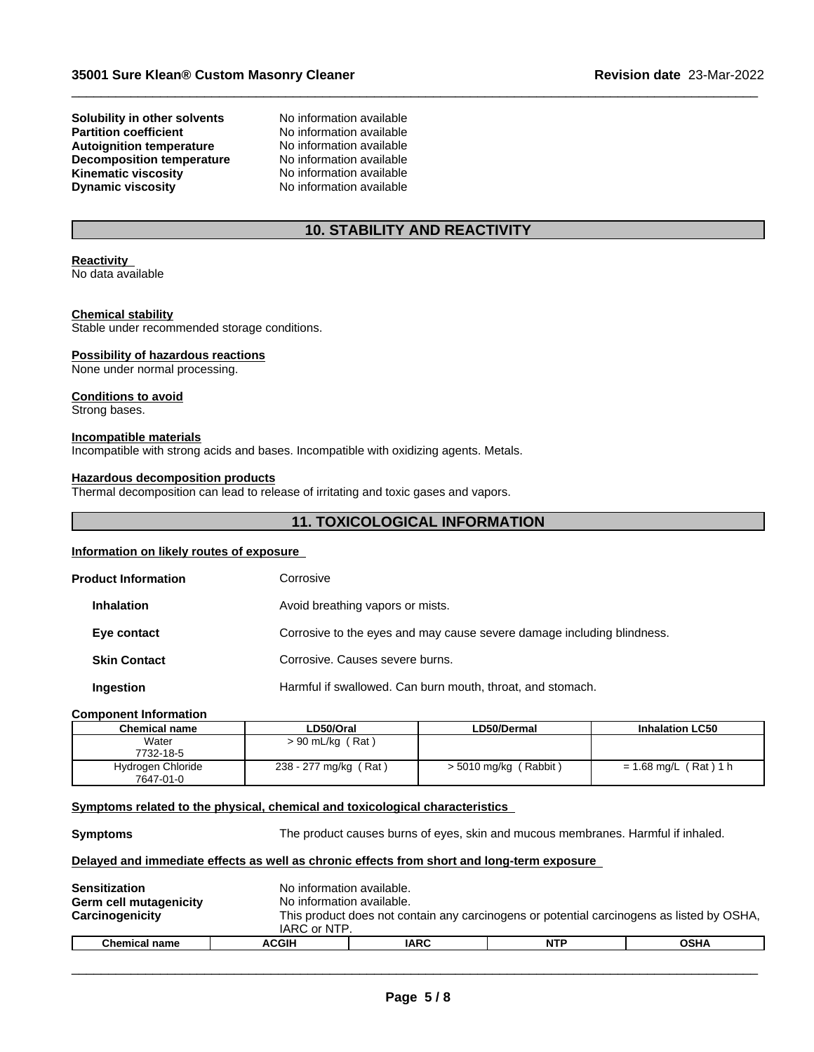| | |
|---|---|
| **Solubility in other solvents** | No information available |
| **Partition coefficient** | No information available |
| **Autoignition temperature** | No information available |
| **Decomposition temperature** | No information available |
| **Kinematic viscosity** | No information available |
| **Dynamic viscosity** | No information available |

## 10. STABILITY AND REACTIVITY

**Reactivity**
No data available

**Chemical stability**
Stable under recommended storage conditions.

**Possibility of hazardous reactions**
None under normal processing.

**Conditions to avoid**
Strong bases.

**Incompatible materials**
Incompatible with strong acids and bases. Incompatible with oxidizing agents. Metals.

**Hazardous decomposition products**
Thermal decomposition can lead to release of irritating and toxic gases and vapors.

## 11. TOXICOLOGICAL INFORMATION

**Information on likely routes of exposure**

| | |
|---|---|
| **Product Information** | Corrosive |
| **Inhalation** | Avoid breathing vapors or mists. |
| **Eye contact** | Corrosive to the eyes and may cause severe damage including blindness. |
| **Skin Contact** | Corrosive. Causes severe burns. |
| **Ingestion** | Harmful if swallowed. Can burn mouth, throat, and stomach. |

**Component Information**

| Chemical name | LD50/Oral | LD50/Dermal | Inhalation LC50 |
|---|---|---|---|
| Water 7732-18-5 | > 90 mL/kg ( Rat ) | | |
| Hydrogen Chloride 7647-01-0 | 238 - 277 mg/kg ( Rat ) | > 5010 mg/kg ( Rabbit ) | = 1.68 mg/L ( Rat ) 1 h |

**Symptoms related to the physical, chemical and toxicological characteristics**

**Symptoms** The product causes burns of eyes, skin and mucous membranes. Harmful if inhaled.

**Delayed and immediate effects as well as chronic effects from short and long-term exposure**

| | |
|---|---|
| **Sensitization** | No information available. |
| **Germ cell mutagenicity** | No information available. |
| **Carcinogenicity** | This product does not contain any carcinogens or potential carcinogens as listed by OSHA, IARC or NTP. |

| Chemical name | ACGIH | IARC | NTP | OSHA |
|---|---|---|---|---|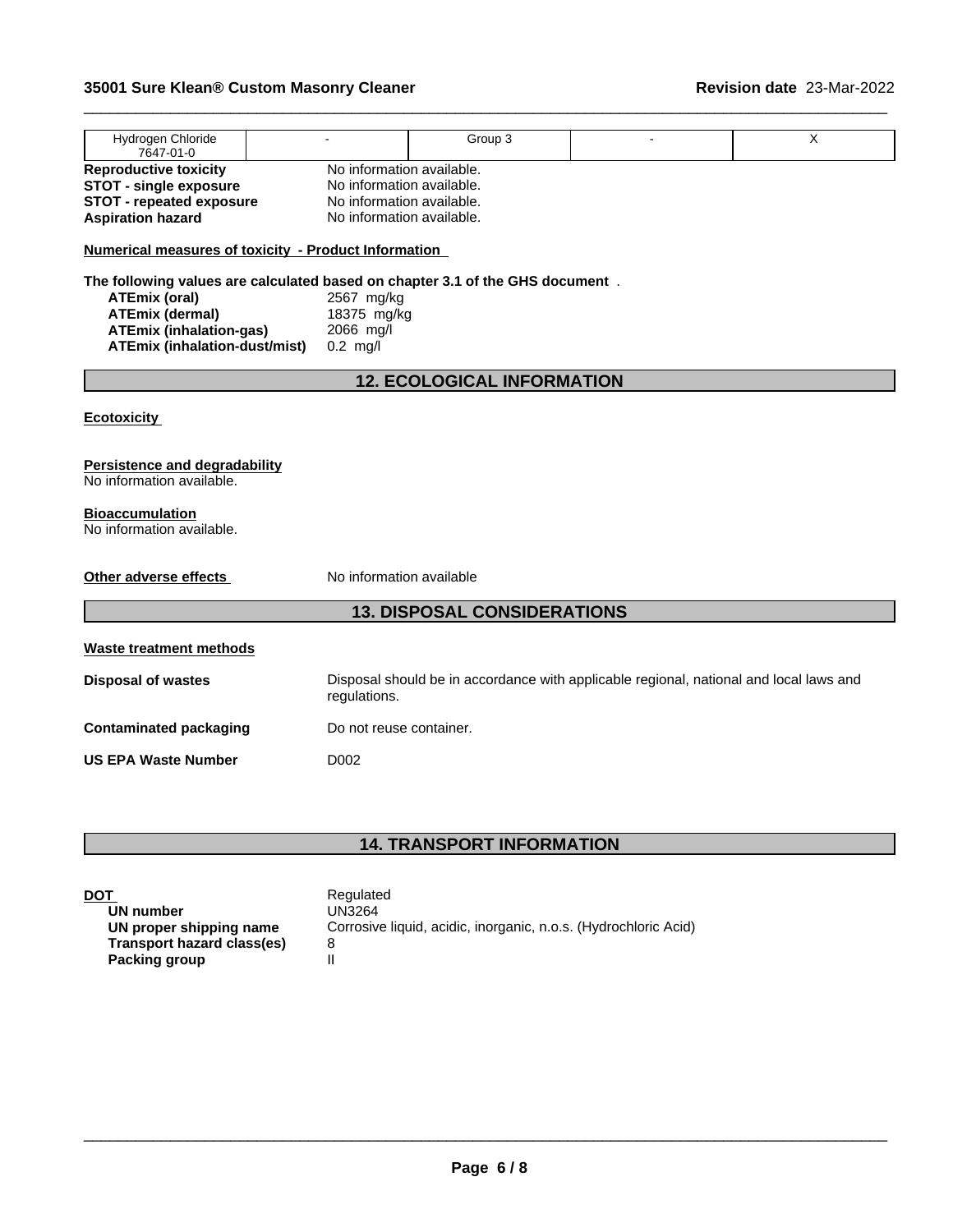| Hydrogen Chloride 7647-01-0 | - | Group 3 | - | X |
|---|---|---|---|---|

**Reproductive toxicity** No information available.
**STOT - single exposure** No information available.
**STOT - repeated exposure** No information available.
**Aspiration hazard** No information available.

**Numerical measures of toxicity - Product Information**

**The following values are calculated based on chapter 3.1 of the GHS document** .

**ATEmix (oral)** 2567 mg/kg
**ATEmix (dermal)** 18375 mg/kg
**ATEmix (inhalation-gas)** 2066 mg/l
**ATEmix (inhalation-dust/mist)** 0.2 mg/l

## 12. ECOLOGICAL INFORMATION

**Ecotoxicity**

**Persistence and degradability**
No information available.

**Bioaccumulation**
No information available.

**Other adverse effects** No information available

## 13. DISPOSAL CONSIDERATIONS

**Waste treatment methods**

**Disposal of wastes** Disposal should be in accordance with applicable regional, national and local laws and regulations.

**Contaminated packaging** Do not reuse container.

**US EPA Waste Number** D002

## 14. TRANSPORT INFORMATION

**DOT** Regulated
**UN number** UN3264
**UN proper shipping name** Corrosive liquid, acidic, inorganic, n.o.s. (Hydrochloric Acid)
**Transport hazard class(es)** 8
**Packing group** II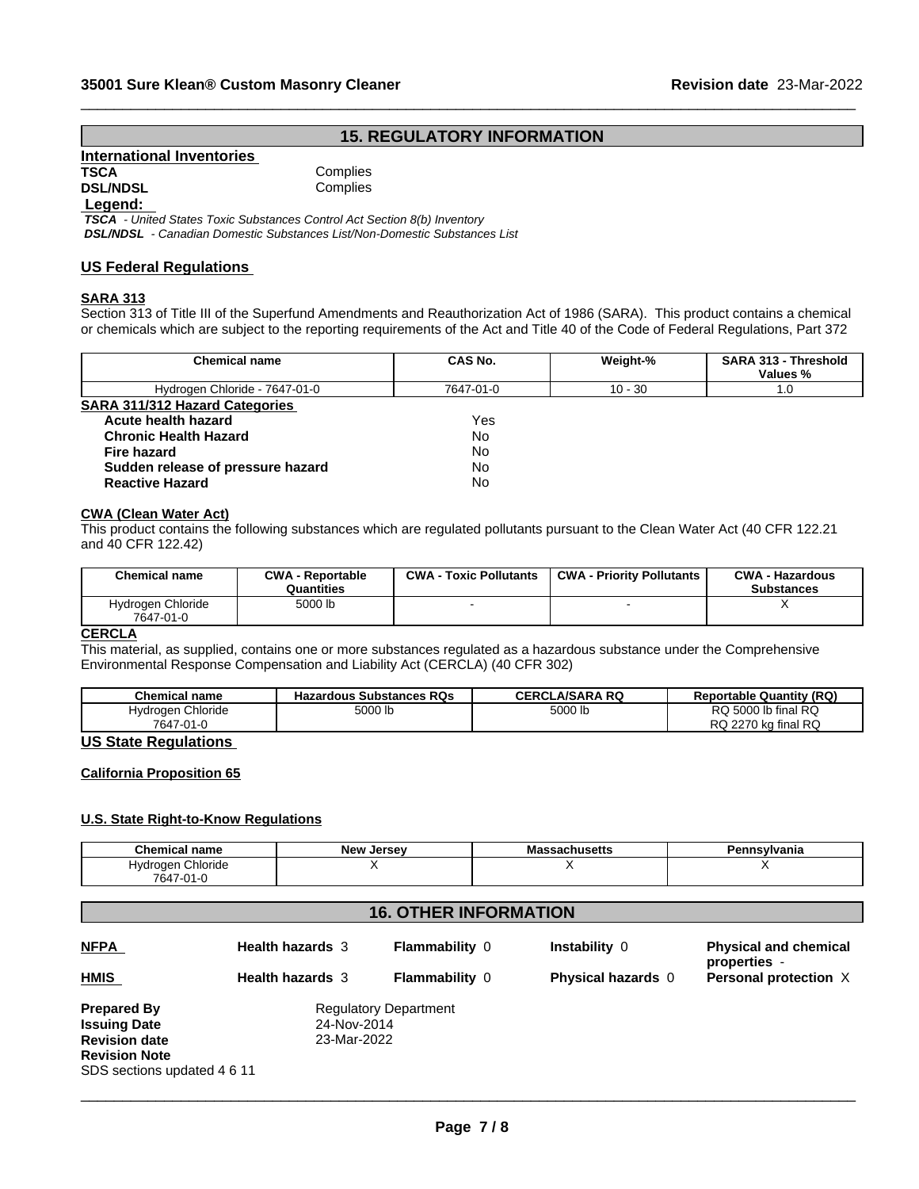## 15. REGULATORY INFORMATION

### International Inventories

**TSCA** Complies
**DSL/NDSL** Complies

**Legend:**

*__TSCA__ - United States Toxic Substances Control Act Section 8(b) Inventory*
*__DSL/NDSL__ - Canadian Domestic Substances List/Non-Domestic Substances List*

### US Federal Regulations

**SARA 313**

Section 313 of Title III of the Superfund Amendments and Reauthorization Act of 1986 (SARA). This product contains a chemical or chemicals which are subject to the reporting requirements of the Act and Title 40 of the Code of Federal Regulations, Part 372

| Chemical name | CAS No. | Weight-% | SARA 313 - Threshold Values % |
|---|---|---|---|
| Hydrogen Chloride - 7647-01-0 | 7647-01-0 | 10 - 30 | 1.0 |

**SARA 311/312 Hazard Categories**

| | |
|---|---|
| **Acute health hazard** | Yes |
| **Chronic Health Hazard** | No |
| **Fire hazard** | No |
| **Sudden release of pressure hazard** | No |
| **Reactive Hazard** | No |

**CWA (Clean Water Act)**

This product contains the following substances which are regulated pollutants pursuant to the Clean Water Act (40 CFR 122.21 and 40 CFR 122.42)

| Chemical name | CWA - Reportable Quantities | CWA - Toxic Pollutants | CWA - Priority Pollutants | CWA - Hazardous Substances |
|---|---|---|---|---|
| Hydrogen Chloride 7647-01-0 | 5000 lb | - | - | X |

**CERCLA**

This material, as supplied, contains one or more substances regulated as a hazardous substance under the Comprehensive Environmental Response Compensation and Liability Act (CERCLA) (40 CFR 302)

| Chemical name | Hazardous Substances RQs | CERCLA/SARA RQ | Reportable Quantity (RQ) |
|---|---|---|---|
| Hydrogen Chloride 7647-01-0 | 5000 lb | 5000 lb | RQ 5000 lb final RQ RQ 2270 kg final RQ |

### US State Regulations

**California Proposition 65**

**U.S. State Right-to-Know Regulations**

| Chemical name | New Jersey | Massachusetts | Pennsylvania |
|---|---|---|---|
| Hydrogen Chloride 7647-01-0 | X | X | X |

## 16. OTHER INFORMATION

| | | | | |
|---|---|---|---|---|
| **NFPA** | **Health hazards** 3 | **Flammability** 0 | **Instability** 0 | **Physical and chemical properties** - |
| **HMIS** | **Health hazards** 3 | **Flammability** 0 | **Physical hazards** 0 | **Personal protection** X |

**Prepared By** Regulatory Department
**Issuing Date** 24-Nov-2014
**Revision date** 23-Mar-2022
**Revision Note**
SDS sections updated 4 6 11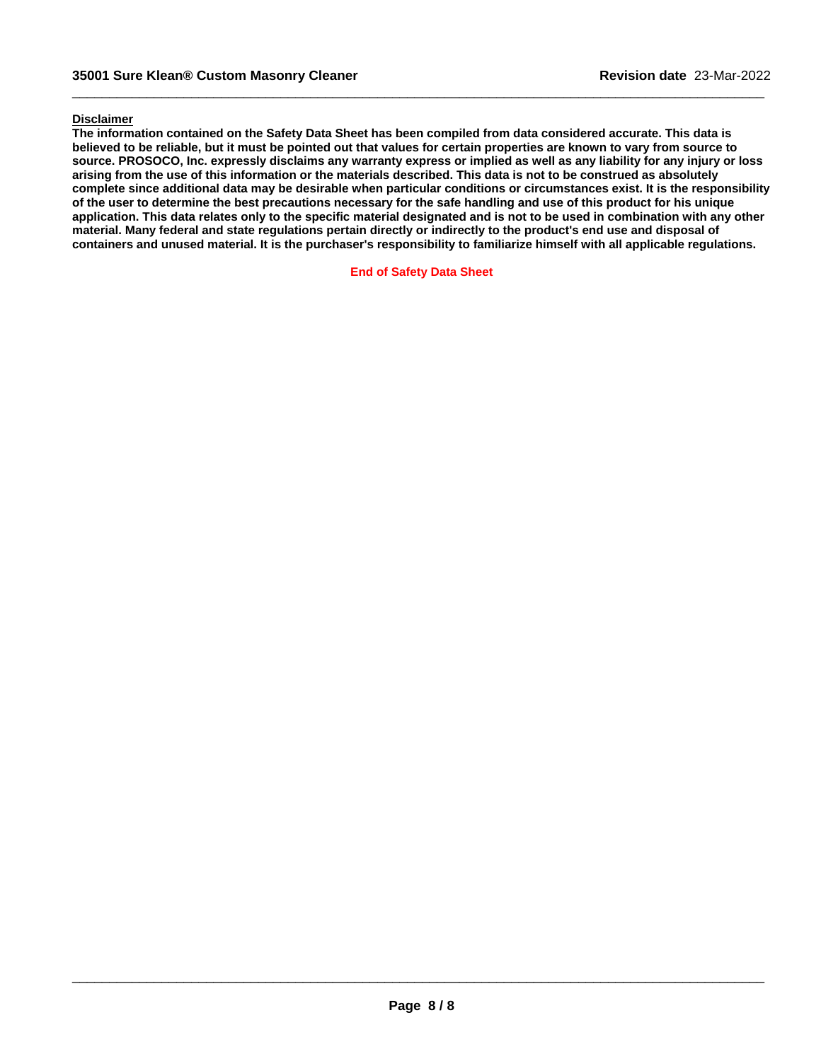**Disclaimer**

**The information contained on the Safety Data Sheet has been compiled from data considered accurate. This data is believed to be reliable, but it must be pointed out that values for certain properties are known to vary from source to source. PROSOCO, Inc. expressly disclaims any warranty express or implied as well as any liability for any injury or loss arising from the use of this information or the materials described. This data is not to be construed as absolutely complete since additional data may be desirable when particular conditions or circumstances exist. It is the responsibility of the user to determine the best precautions necessary for the safe handling and use of this product for his unique application. This data relates only to the specific material designated and is not to be used in combination with any other material. Many federal and state regulations pertain directly or indirectly to the product's end use and disposal of containers and unused material. It is the purchaser's responsibility to familiarize himself with all applicable regulations.**

**End of Safety Data Sheet**